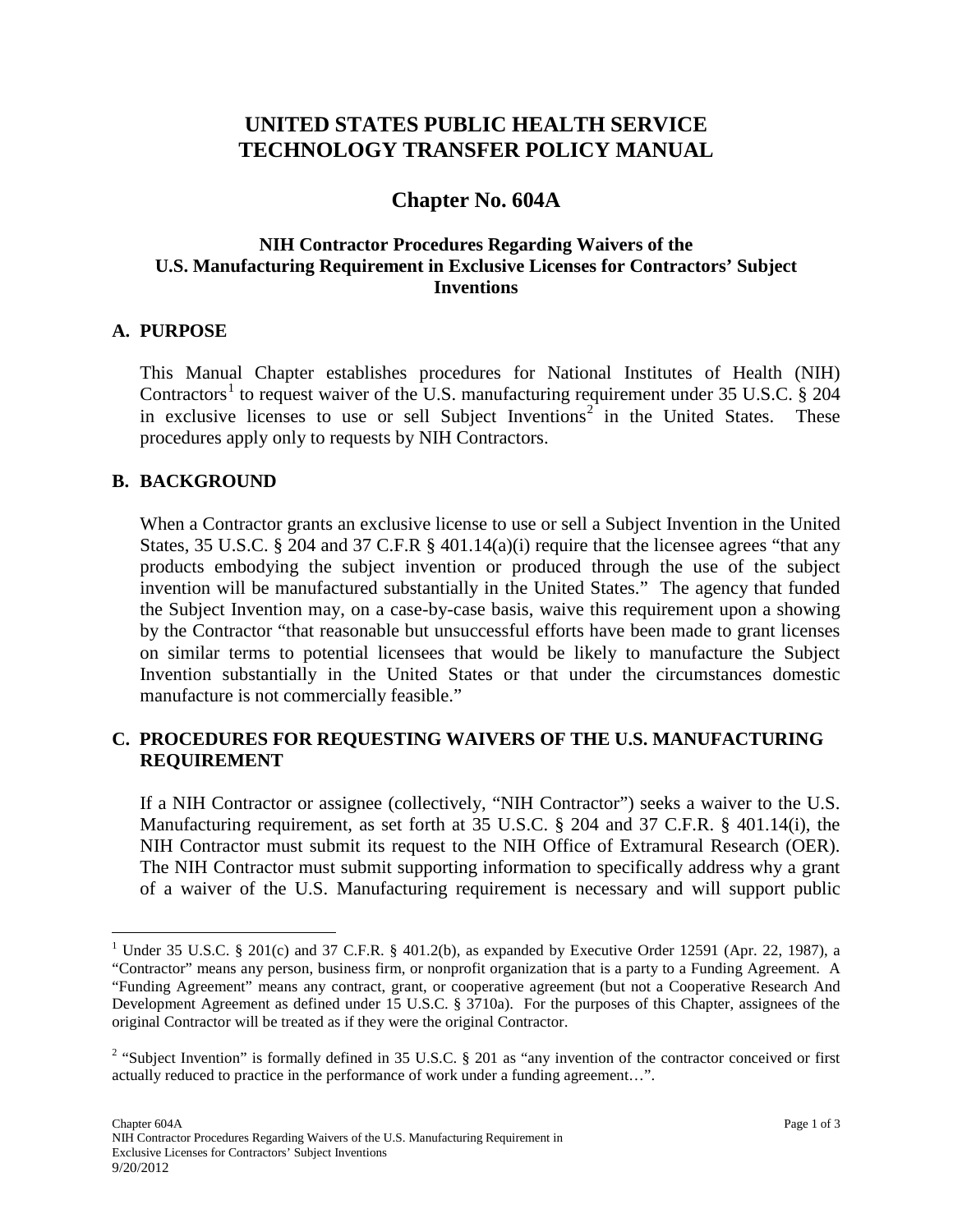# UNITED STATES PUBLIC HEALTH SERVICE
# TECHNOLOGY TRANSFER POLICY MANUAL

## Chapter No. 604A

### NIH Contractor Procedures Regarding Waivers of the U.S. Manufacturing Requirement in Exclusive Licenses for Contractors' Subject Inventions

## A. PURPOSE

This Manual Chapter establishes procedures for National Institutes of Health (NIH) Contractors[1] to request waiver of the U.S. manufacturing requirement under 35 U.S.C. § 204 in exclusive licenses to use or sell Subject Inventions[2] in the United States. These procedures apply only to requests by NIH Contractors.

## B. BACKGROUND

When a Contractor grants an exclusive license to use or sell a Subject Invention in the United States, 35 U.S.C. § 204 and 37 C.F.R § 401.14(a)(i) require that the licensee agrees "that any products embodying the subject invention or produced through the use of the subject invention will be manufactured substantially in the United States." The agency that funded the Subject Invention may, on a case-by-case basis, waive this requirement upon a showing by the Contractor "that reasonable but unsuccessful efforts have been made to grant licenses on similar terms to potential licensees that would be likely to manufacture the Subject Invention substantially in the United States or that under the circumstances domestic manufacture is not commercially feasible."

## C. PROCEDURES FOR REQUESTING WAIVERS OF THE U.S. MANUFACTURING REQUIREMENT

If a NIH Contractor or assignee (collectively, "NIH Contractor") seeks a waiver to the U.S. Manufacturing requirement, as set forth at 35 U.S.C. § 204 and 37 C.F.R. § 401.14(i), the NIH Contractor must submit its request to the NIH Office of Extramural Research (OER). The NIH Contractor must submit supporting information to specifically address why a grant of a waiver of the U.S. Manufacturing requirement is necessary and will support public

---

[1] Under 35 U.S.C. § 201(c) and 37 C.F.R. § 401.2(b), as expanded by Executive Order 12591 (Apr. 22, 1987), a "Contractor" means any person, business firm, or nonprofit organization that is a party to a Funding Agreement. A "Funding Agreement" means any contract, grant, or cooperative agreement (but not a Cooperative Research And Development Agreement as defined under 15 U.S.C. § 3710a). For the purposes of this Chapter, assignees of the original Contractor will be treated as if they were the original Contractor.

[2] "Subject Invention" is formally defined in 35 U.S.C. § 201 as "any invention of the contractor conceived or first actually reduced to practice in the performance of work under a funding agreement…".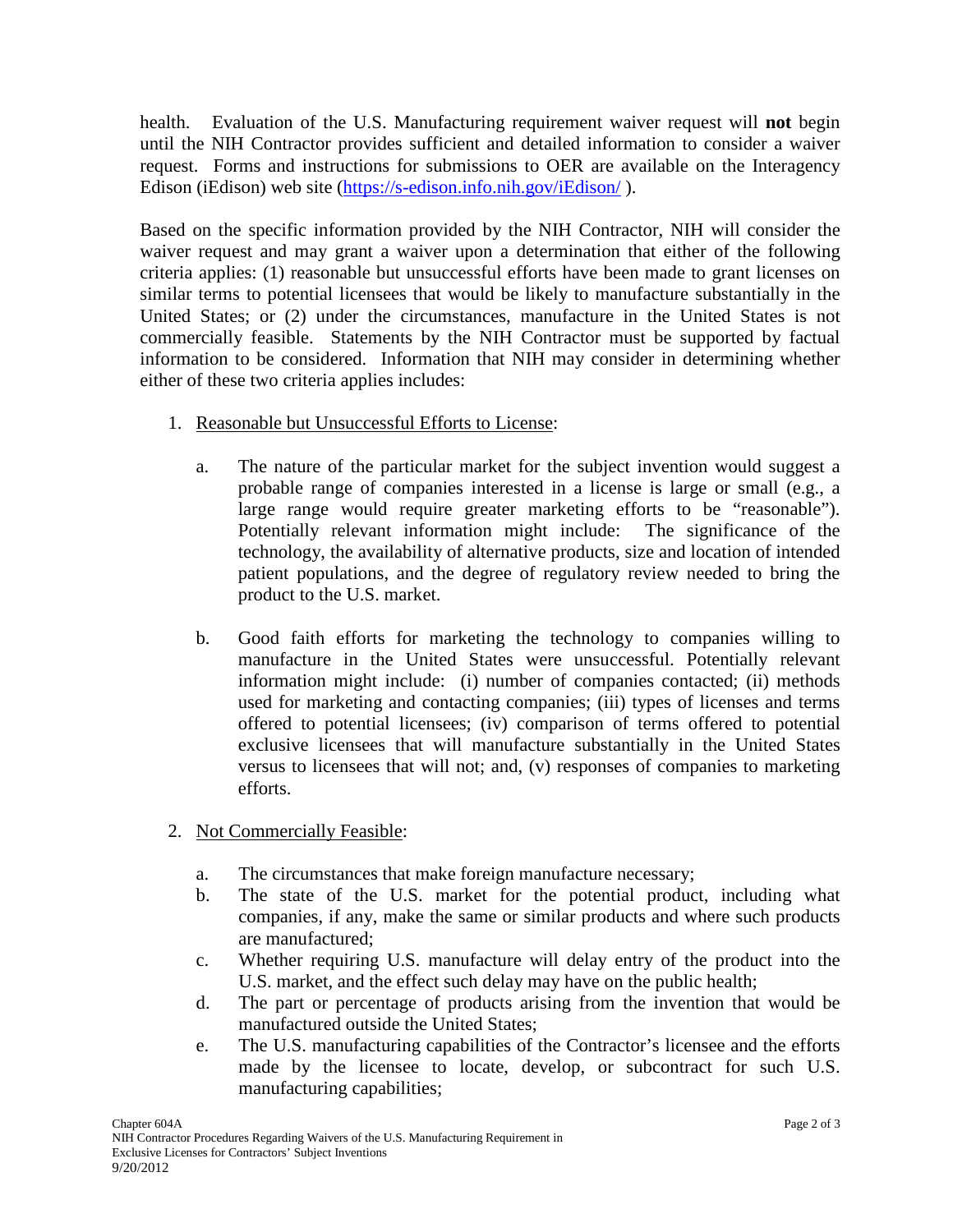health. Evaluation of the U.S. Manufacturing requirement waiver request will **not** begin until the NIH Contractor provides sufficient and detailed information to consider a waiver request. Forms and instructions for submissions to OER are available on the Interagency Edison (iEdison) web site (https://s-edison.info.nih.gov/iEdison/ ).

Based on the specific information provided by the NIH Contractor, NIH will consider the waiver request and may grant a waiver upon a determination that either of the following criteria applies: (1) reasonable but unsuccessful efforts have been made to grant licenses on similar terms to potential licensees that would be likely to manufacture substantially in the United States; or (2) under the circumstances, manufacture in the United States is not commercially feasible. Statements by the NIH Contractor must be supported by factual information to be considered. Information that NIH may consider in determining whether either of these two criteria applies includes:

1. Reasonable but Unsuccessful Efforts to License:

    a. The nature of the particular market for the subject invention would suggest a probable range of companies interested in a license is large or small (e.g., a large range would require greater marketing efforts to be "reasonable"). Potentially relevant information might include: The significance of the technology, the availability of alternative products, size and location of intended patient populations, and the degree of regulatory review needed to bring the product to the U.S. market.

    b. Good faith efforts for marketing the technology to companies willing to manufacture in the United States were unsuccessful. Potentially relevant information might include: (i) number of companies contacted; (ii) methods used for marketing and contacting companies; (iii) types of licenses and terms offered to potential licensees; (iv) comparison of terms offered to potential exclusive licensees that will manufacture substantially in the United States versus to licensees that will not; and, (v) responses of companies to marketing efforts.

2. Not Commercially Feasible:

    a. The circumstances that make foreign manufacture necessary;
    b. The state of the U.S. market for the potential product, including what companies, if any, make the same or similar products and where such products are manufactured;
    c. Whether requiring U.S. manufacture will delay entry of the product into the U.S. market, and the effect such delay may have on the public health;
    d. The part or percentage of products arising from the invention that would be manufactured outside the United States;
    e. The U.S. manufacturing capabilities of the Contractor's licensee and the efforts made by the licensee to locate, develop, or subcontract for such U.S. manufacturing capabilities;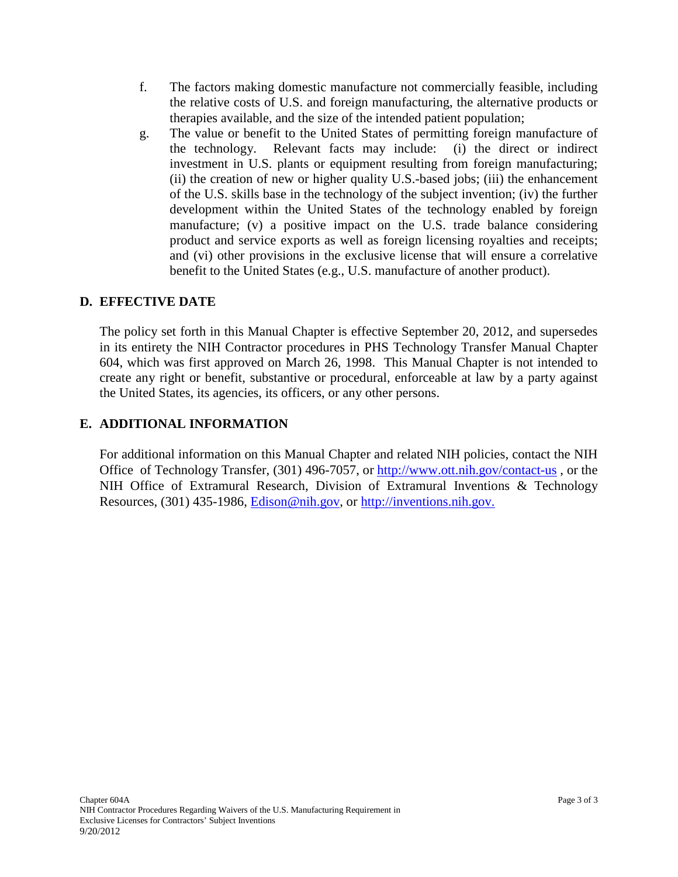f. The factors making domestic manufacture not commercially feasible, including the relative costs of U.S. and foreign manufacturing, the alternative products or therapies available, and the size of the intended patient population;

g. The value or benefit to the United States of permitting foreign manufacture of the technology. Relevant facts may include: (i) the direct or indirect investment in U.S. plants or equipment resulting from foreign manufacturing; (ii) the creation of new or higher quality U.S.-based jobs; (iii) the enhancement of the U.S. skills base in the technology of the subject invention; (iv) the further development within the United States of the technology enabled by foreign manufacture; (v) a positive impact on the U.S. trade balance considering product and service exports as well as foreign licensing royalties and receipts; and (vi) other provisions in the exclusive license that will ensure a correlative benefit to the United States (e.g., U.S. manufacture of another product).

## D. EFFECTIVE DATE

The policy set forth in this Manual Chapter is effective September 20, 2012, and supersedes in its entirety the NIH Contractor procedures in PHS Technology Transfer Manual Chapter 604, which was first approved on March 26, 1998. This Manual Chapter is not intended to create any right or benefit, substantive or procedural, enforceable at law by a party against the United States, its agencies, its officers, or any other persons.

## E. ADDITIONAL INFORMATION

For additional information on this Manual Chapter and related NIH policies, contact the NIH Office of Technology Transfer, (301) 496-7057, or http://www.ott.nih.gov/contact-us , or the NIH Office of Extramural Research, Division of Extramural Inventions & Technology Resources, (301) 435-1986, Edison@nih.gov, or http://inventions.nih.gov.